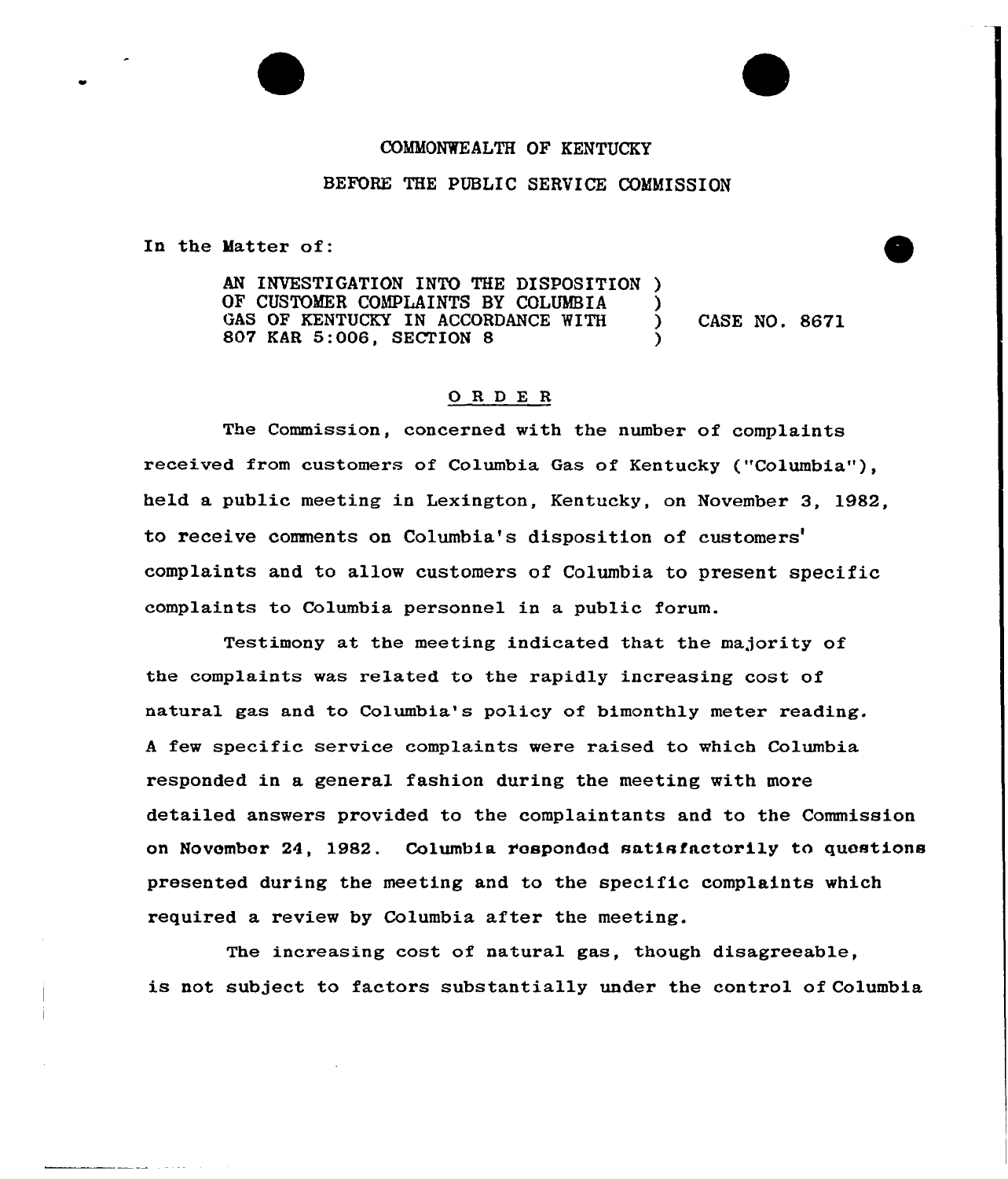COMMONWEALTH OF KENTUCKY

BEFORE THE PUBLIC SERVICE COMMISSION

In the Matter of:

AN INVESTIGATION INTO THE DISPOSITION OF CUSTOMER COMPLAINTS BY COLUMBIA GAS OF KENTUCKY IN ACCORDANCE WITH 807 KAR 5:006, SECTION 8 ) CASE NO. 8671

# ORDER

The Commission, concerned with the number of complaints received from customers of Columbia Gas of Kentucky ("Columbia"), held a public meeting in Lexington, Kentucky, on November 3, 1982, to receive comments on Columbia's disposition of customers' complaints and to allow customers of Columbia to present specific complaints to Columbia personnel in a public forum.

Testimony at the meeting indicated that the majority of the complaints was related to the rapidly increasing cost of natural gas and to Columbia's policy of bimonthly meter reading. A few specific service complaints were raised to which Columbia responded in a general fashion during the meeting with more detailed answers provided to the complaintants and to the Commission on November 24, 1982. Columbia responded satisfactorily to questions presented during the meeting and to the specific complaints which required a review by Columbia after the meeting.

The increasing cost of natural gas, though disagreeable, is not subject to factors substantially under the control of Columbia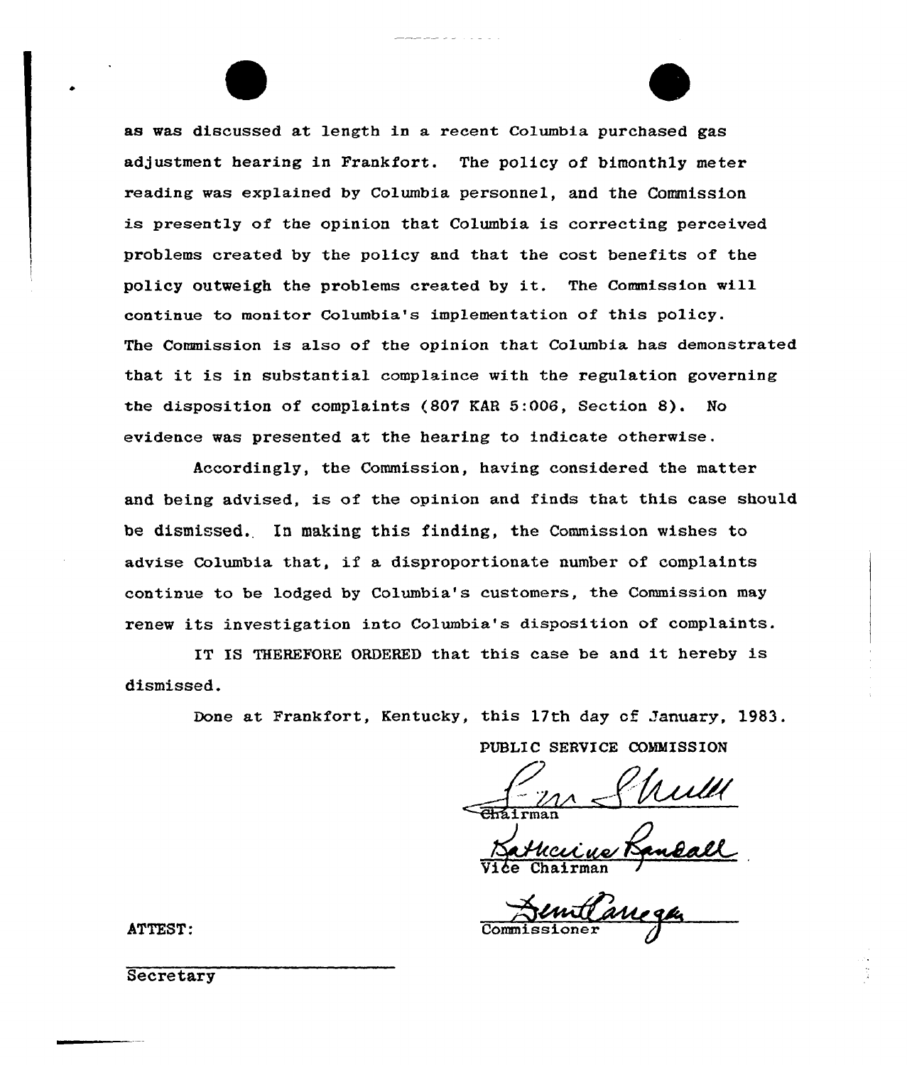as was discussed at length in a recent Columbia purchased gas adjustment hearing in Frankfort. The policy of bimonthly meter reading was explained by Columbia personnel, and the Commission is presently of the opinion that Columbia is correcting perceived problems created by the policy and that the cost benefits of the policy outweigh the problems created by it. The Commission will continue to monitor Columbia's implementation of this policy. The Commission is also of the opinion that Columbia has demonstrated that it is in substantial complaince with the regulation governing the disposition of complaints (807 KAR 5:006, Section 8). No evidence was presented at the hearing to indicate otherwise.

Accordingly, the Commission, having considered the matter and being advised, is of the opinion and finds that this case should be dismissed. In making this finding, the Commission wishes to advise Columbia that, if a disproportionate number of complaints continue to be lodged by Columbia's customers, the Commission may renew its investigation into Columbia's disposition of complaints.

IT IS THEREFORE ORDERED that this case be and it hereby is dismissed.

Done at Frankfort, Kentucky, this 17th day of January, 1983.

PUBLIC SERVICE COMMISSION

Chairman

Vice Chairman

Commissioner

ATTEST:

Secretary